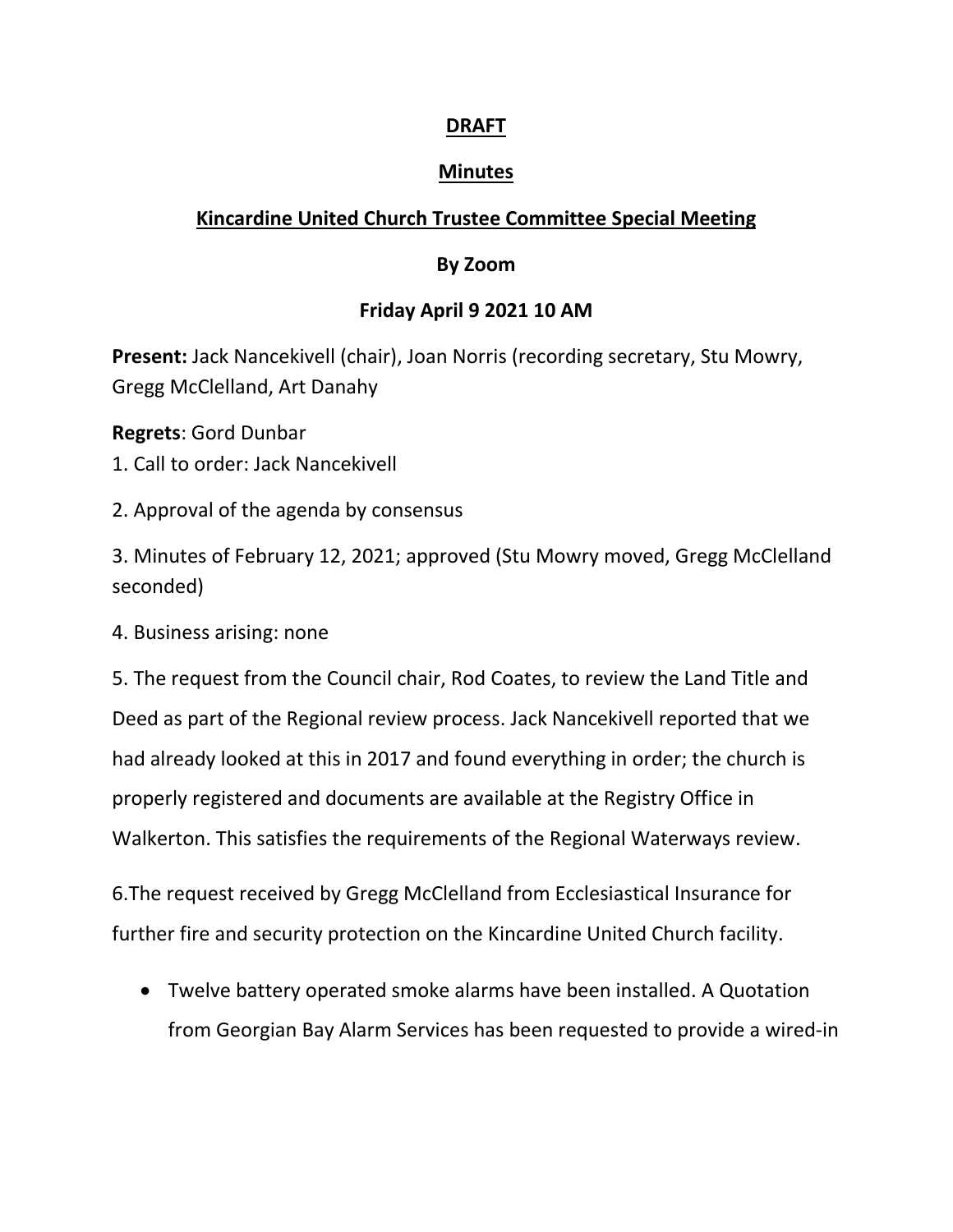**DRAFT**

**Minutes**

**Kincardine United Church Trustee Committee Special Meeting**

**By Zoom**

**Friday April 9 2021 10 AM**

**Present:** Jack Nancekivell (chair), Joan Norris (recording secretary, Stu Mowry, Gregg McClelland, Art Danahy

**Regrets**: Gord Dunbar

1. Call to order: Jack Nancekivell

2. Approval of the agenda by consensus

3. Minutes of February 12, 2021; approved (Stu Mowry moved, Gregg McClelland seconded)

4. Business arising: none

5. The request from the Council chair, Rod Coates, to review the Land Title and Deed as part of the Regional review process. Jack Nancekivell reported that we had already looked at this in 2017 and found everything in order; the church is properly registered and documents are available at the Registry Office in Walkerton. This satisfies the requirements of the Regional Waterways review.

6.The request received by Gregg McClelland from Ecclesiastical Insurance for further fire and security protection on the Kincardine United Church facility.

- Twelve battery operated smoke alarms have been installed. A Quotation from Georgian Bay Alarm Services has been requested to provide a wired-in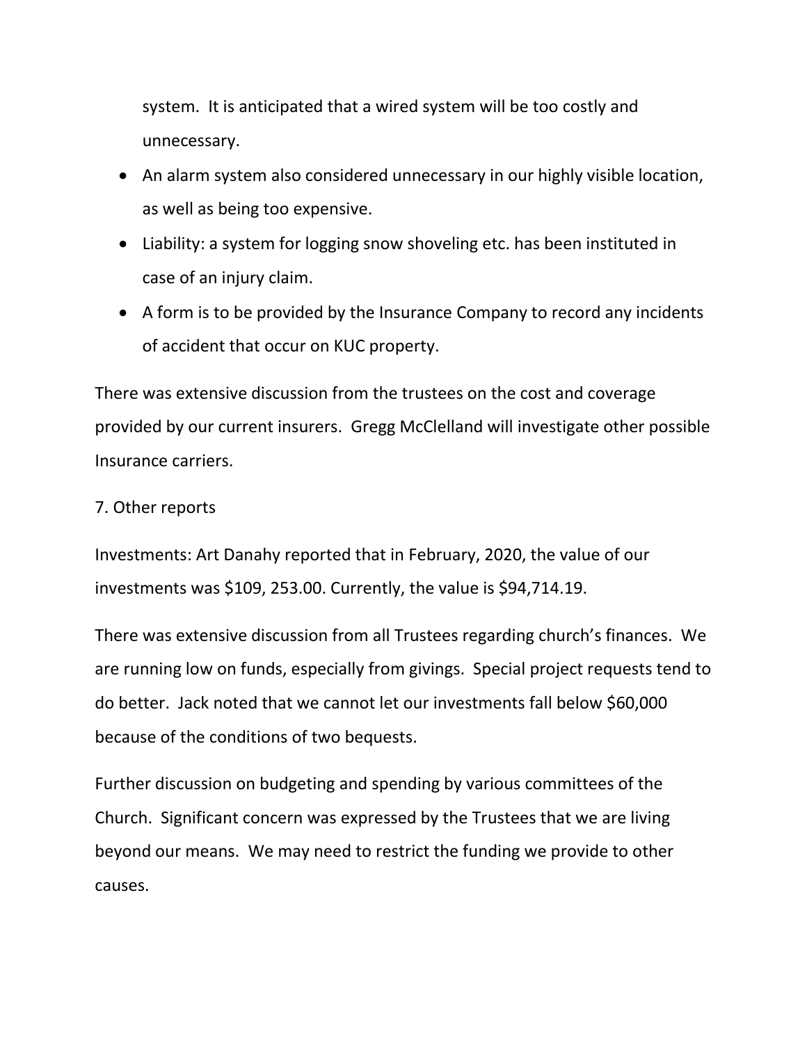system. It is anticipated that a wired system will be too costly and unnecessary.

- An alarm system also considered unnecessary in our highly visible location, as well as being too expensive.
- Liability: a system for logging snow shoveling etc. has been instituted in case of an injury claim.
- A form is to be provided by the Insurance Company to record any incidents of accident that occur on KUC property.

There was extensive discussion from the trustees on the cost and coverage provided by our current insurers. Gregg McClelland will investigate other possible Insurance carriers.

7. Other reports

Investments: Art Danahy reported that in February, 2020, the value of our investments was $109, 253.00. Currently, the value is $94,714.19.

There was extensive discussion from all Trustees regarding church's finances. We are running low on funds, especially from givings. Special project requests tend to do better. Jack noted that we cannot let our investments fall below $60,000 because of the conditions of two bequests.

Further discussion on budgeting and spending by various committees of the Church. Significant concern was expressed by the Trustees that we are living beyond our means. We may need to restrict the funding we provide to other causes.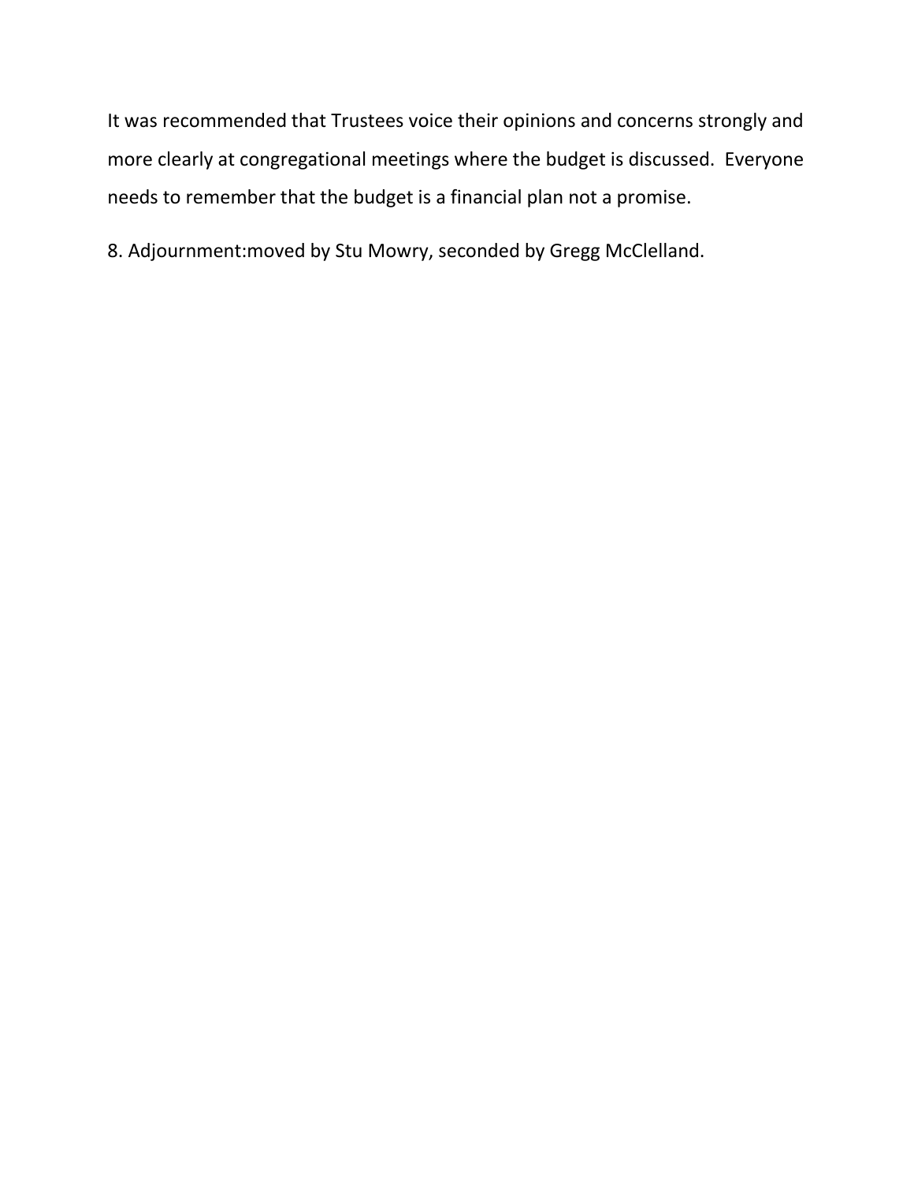It was recommended that Trustees voice their opinions and concerns strongly and more clearly at congregational meetings where the budget is discussed.  Everyone needs to remember that the budget is a financial plan not a promise.

8. Adjournment:moved by Stu Mowry, seconded by Gregg McClelland.